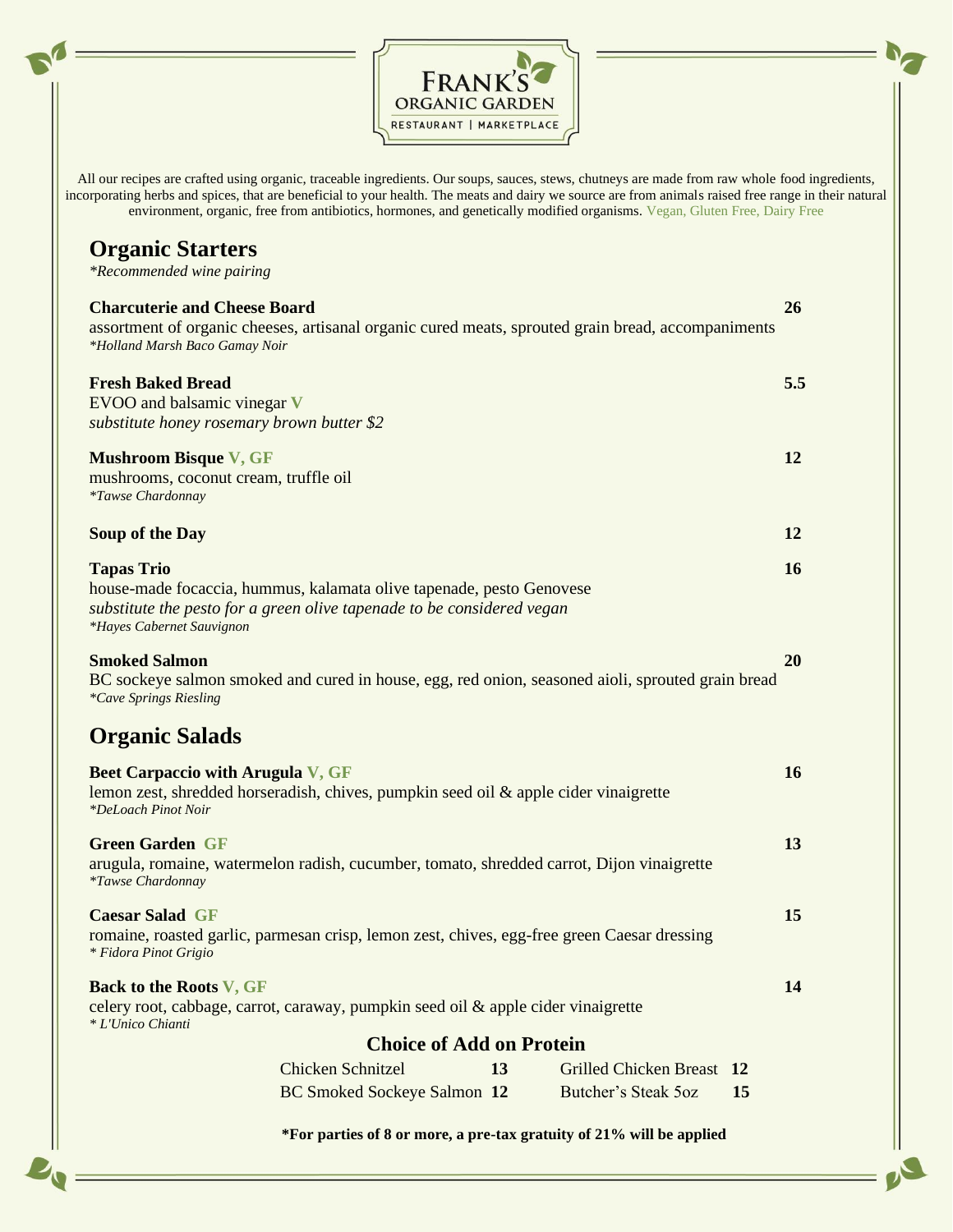# FRANK'S ORGANIC GARDEN

RESTAURANT | MARKETPLACE

All our recipes are crafted using organic, traceable ingredients. Our soups, sauces, stews, chutneys are made from raw whole food ingredients, incorporating herbs and spices, that are beneficial to your health. The meats and dairy we source are from animals raised free range in their natural environment, organic, free from antibiotics, hormones, and genetically modified organisms. Vegan, Gluten Free, Dairy Free

## Organic Starters

*\*Recommended wine pairing*

**Charcuterie and Cheese Board** **26**
assortment of organic cheeses, artisanal organic cured meats, sprouted grain bread, accompaniments
*\*Holland Marsh Baco Gamay Noir*

**Fresh Baked Bread** **5.5**
EVOO and balsamic vinegar **V**
*substitute honey rosemary brown butter $2*

**Mushroom Bisque V, GF** **12**
mushrooms, coconut cream, truffle oil
*\*Tawse Chardonnay*

**Soup of the Day** **12**

**Tapas Trio** **16**
house-made focaccia, hummus, kalamata olive tapenade, pesto Genovese
*substitute the pesto for a green olive tapenade to be considered vegan*
*\*Hayes Cabernet Sauvignon*

**Smoked Salmon** **20**
BC sockeye salmon smoked and cured in house, egg, red onion, seasoned aioli, sprouted grain bread
*\*Cave Springs Riesling*

## Organic Salads

**Beet Carpaccio with Arugula V, GF** **16**
lemon zest, shredded horseradish, chives, pumpkin seed oil & apple cider vinaigrette
*\*DeLoach Pinot Noir*

**Green Garden GF** **13**
arugula, romaine, watermelon radish, cucumber, tomato, shredded carrot, Dijon vinaigrette
*\*Tawse Chardonnay*

**Caesar Salad GF** **15**
romaine, roasted garlic, parmesan crisp, lemon zest, chives, egg-free green Caesar dressing
*\* Fidora Pinot Grigio*

**Back to the Roots V, GF** **14**
celery root, cabbage, carrot, caraway, pumpkin seed oil & apple cider vinaigrette
*\* L'Unico Chianti*

### Choice of Add on Protein

| | | | |
|---|---|---|---|
| Chicken Schnitzel | **13** | Grilled Chicken Breast | **12** |
| BC Smoked Sockeye Salmon | **12** | Butcher's Steak 5oz | **15** |

**\*For parties of 8 or more, a pre-tax gratuity of 21% will be applied**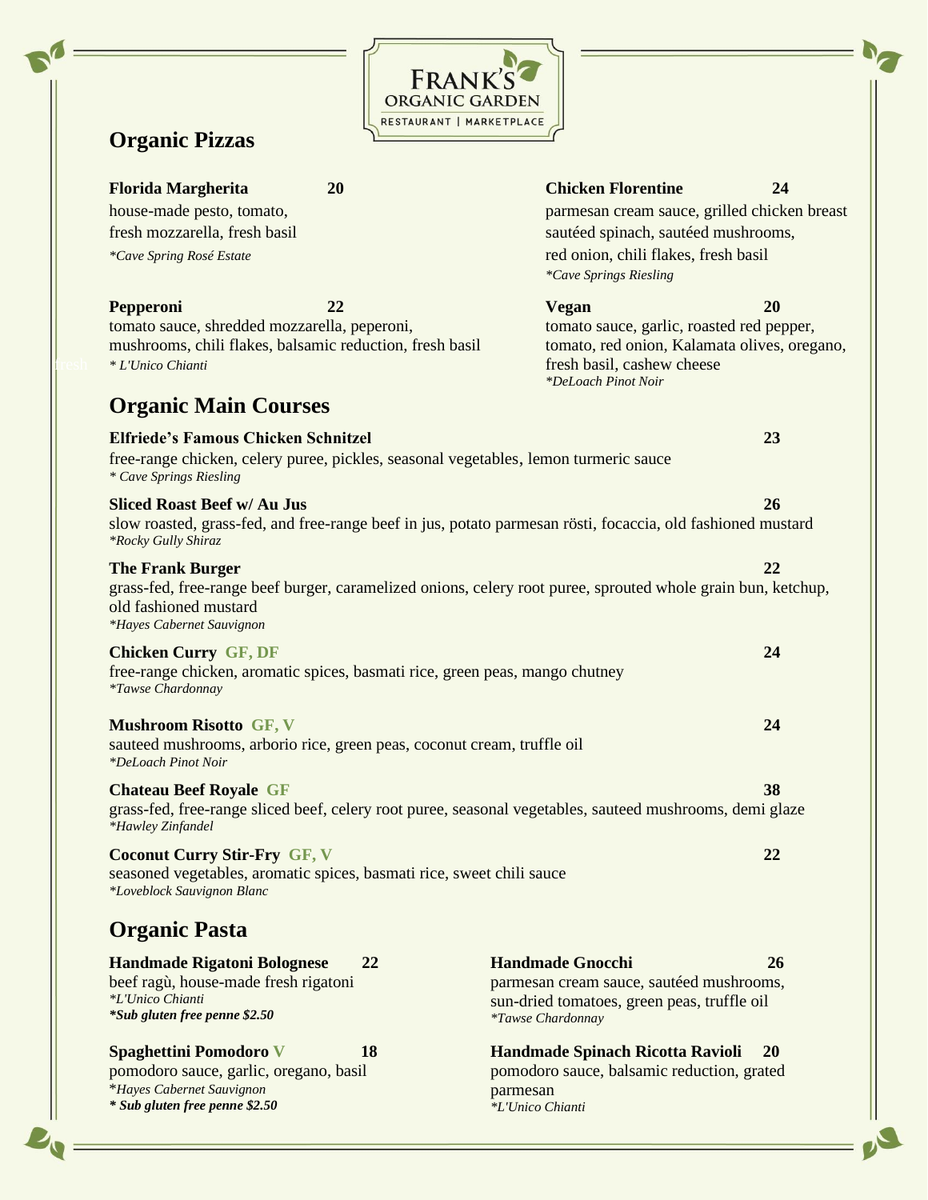FRANK'S ORGANIC GARDEN
RESTAURANT | MARKETPLACE

## Organic Pizzas

**Florida Margherita** **20**
house-made pesto, tomato, fresh mozzarella, fresh basil
*\*Cave Spring Rosé Estate*

**Pepperoni** **22**
tomato sauce, shredded mozzarella, peperoni, mushrooms, chili flakes, balsamic reduction, fresh basil
*\* L'Unico Chianti*

**Chicken Florentine** **24**
parmesan cream sauce, grilled chicken breast sautéed spinach, sautéed mushrooms, red onion, chili flakes, fresh basil
*\*Cave Springs Riesling*

**Vegan** **20**
tomato sauce, garlic, roasted red pepper, tomato, red onion, Kalamata olives, oregano, fresh basil, cashew cheese
*\*DeLoach Pinot Noir*

## Organic Main Courses

**Elfriede's Famous Chicken Schnitzel** **23**
free-range chicken, celery puree, pickles, seasonal vegetables, lemon turmeric sauce
*\* Cave Springs Riesling*

**Sliced Roast Beef w/ Au Jus** **26**
slow roasted, grass-fed, and free-range beef in jus, potato parmesan rösti, focaccia, old fashioned mustard
*\*Rocky Gully Shiraz*

**The Frank Burger** **22**
grass-fed, free-range beef burger, caramelized onions, celery root puree, sprouted whole grain bun, ketchup, old fashioned mustard
*\*Hayes Cabernet Sauvignon*

**Chicken Curry** **GF, DF** **24**
free-range chicken, aromatic spices, basmati rice, green peas, mango chutney
*\*Tawse Chardonnay*

**Mushroom Risotto** **GF, V** **24**
sauteed mushrooms, arborio rice, green peas, coconut cream, truffle oil
*\*DeLoach Pinot Noir*

**Chateau Beef Royale** **GF** **38**
grass-fed, free-range sliced beef, celery root puree, seasonal vegetables, sauteed mushrooms, demi glaze
*\*Hawley Zinfandel*

**Coconut Curry Stir-Fry** **GF, V** **22**
seasoned vegetables, aromatic spices, basmati rice, sweet chili sauce
*\*Loveblock Sauvignon Blanc*

## Organic Pasta

**Handmade Rigatoni Bolognese** **22**
beef ragù, house-made fresh rigatoni
*\*L'Unico Chianti*
***\*Sub gluten free penne $2.50***

**Spaghettini Pomodoro** **V** **18**
pomodoro sauce, garlic, oregano, basil
\**Hayes Cabernet Sauvignon*
***\* Sub gluten free penne $2.50***

**Handmade Gnocchi** **26**
parmesan cream sauce, sautéed mushrooms, sun-dried tomatoes, green peas, truffle oil
*\*Tawse Chardonnay*

**Handmade Spinach Ricotta Ravioli** **20**
pomodoro sauce, balsamic reduction, grated parmesan
*\*L'Unico Chianti*